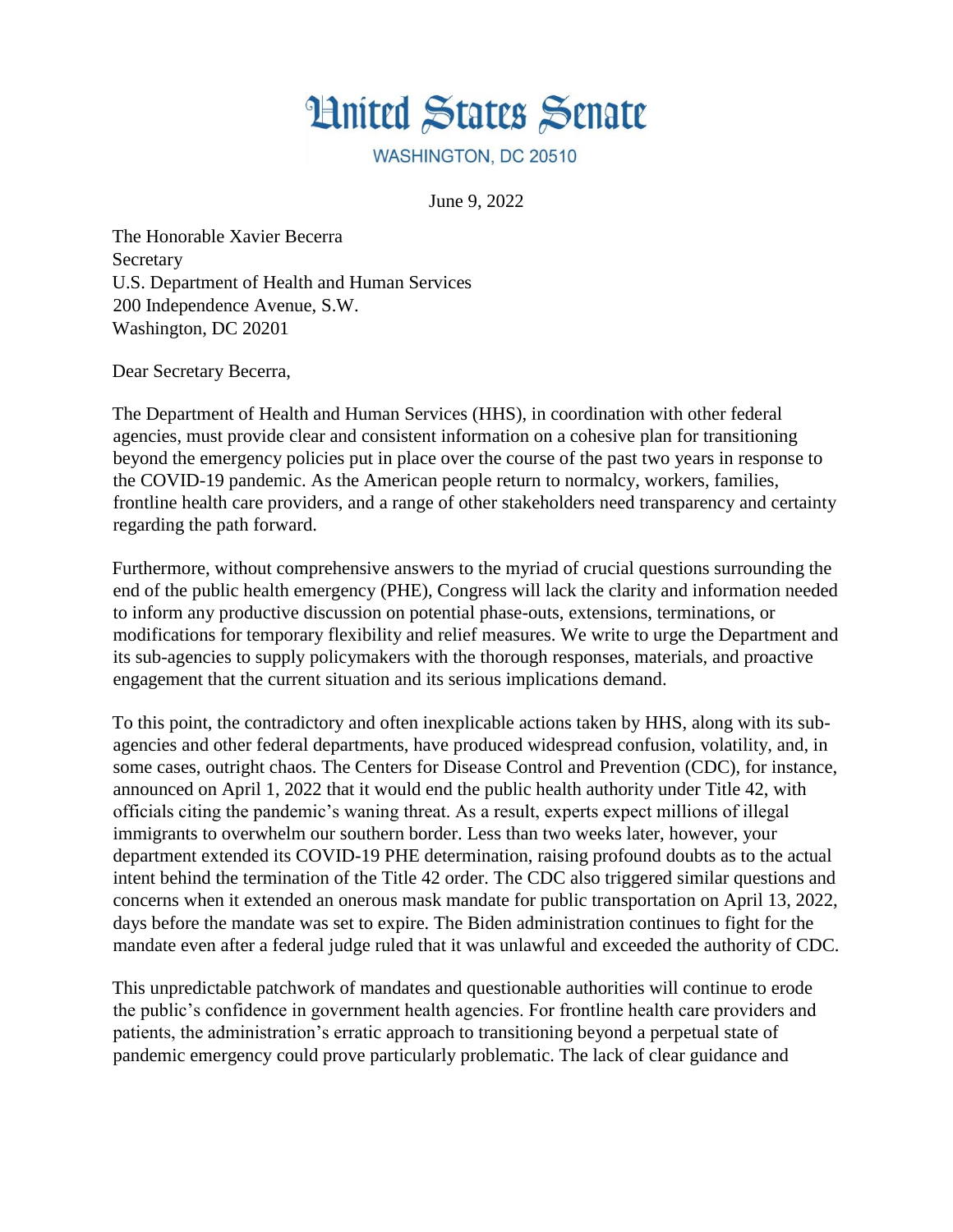# United States Senate

WASHINGTON, DC 20510

June 9, 2022

The Honorable Xavier Becerra
Secretary
U.S. Department of Health and Human Services
200 Independence Avenue, S.W.
Washington, DC 20201

Dear Secretary Becerra,

The Department of Health and Human Services (HHS), in coordination with other federal agencies, must provide clear and consistent information on a cohesive plan for transitioning beyond the emergency policies put in place over the course of the past two years in response to the COVID-19 pandemic. As the American people return to normalcy, workers, families, frontline health care providers, and a range of other stakeholders need transparency and certainty regarding the path forward.

Furthermore, without comprehensive answers to the myriad of crucial questions surrounding the end of the public health emergency (PHE), Congress will lack the clarity and information needed to inform any productive discussion on potential phase-outs, extensions, terminations, or modifications for temporary flexibility and relief measures. We write to urge the Department and its sub-agencies to supply policymakers with the thorough responses, materials, and proactive engagement that the current situation and its serious implications demand.

To this point, the contradictory and often inexplicable actions taken by HHS, along with its sub-agencies and other federal departments, have produced widespread confusion, volatility, and, in some cases, outright chaos. The Centers for Disease Control and Prevention (CDC), for instance, announced on April 1, 2022 that it would end the public health authority under Title 42, with officials citing the pandemic's waning threat. As a result, experts expect millions of illegal immigrants to overwhelm our southern border. Less than two weeks later, however, your department extended its COVID-19 PHE determination, raising profound doubts as to the actual intent behind the termination of the Title 42 order. The CDC also triggered similar questions and concerns when it extended an onerous mask mandate for public transportation on April 13, 2022, days before the mandate was set to expire. The Biden administration continues to fight for the mandate even after a federal judge ruled that it was unlawful and exceeded the authority of CDC.

This unpredictable patchwork of mandates and questionable authorities will continue to erode the public's confidence in government health agencies. For frontline health care providers and patients, the administration's erratic approach to transitioning beyond a perpetual state of pandemic emergency could prove particularly problematic. The lack of clear guidance and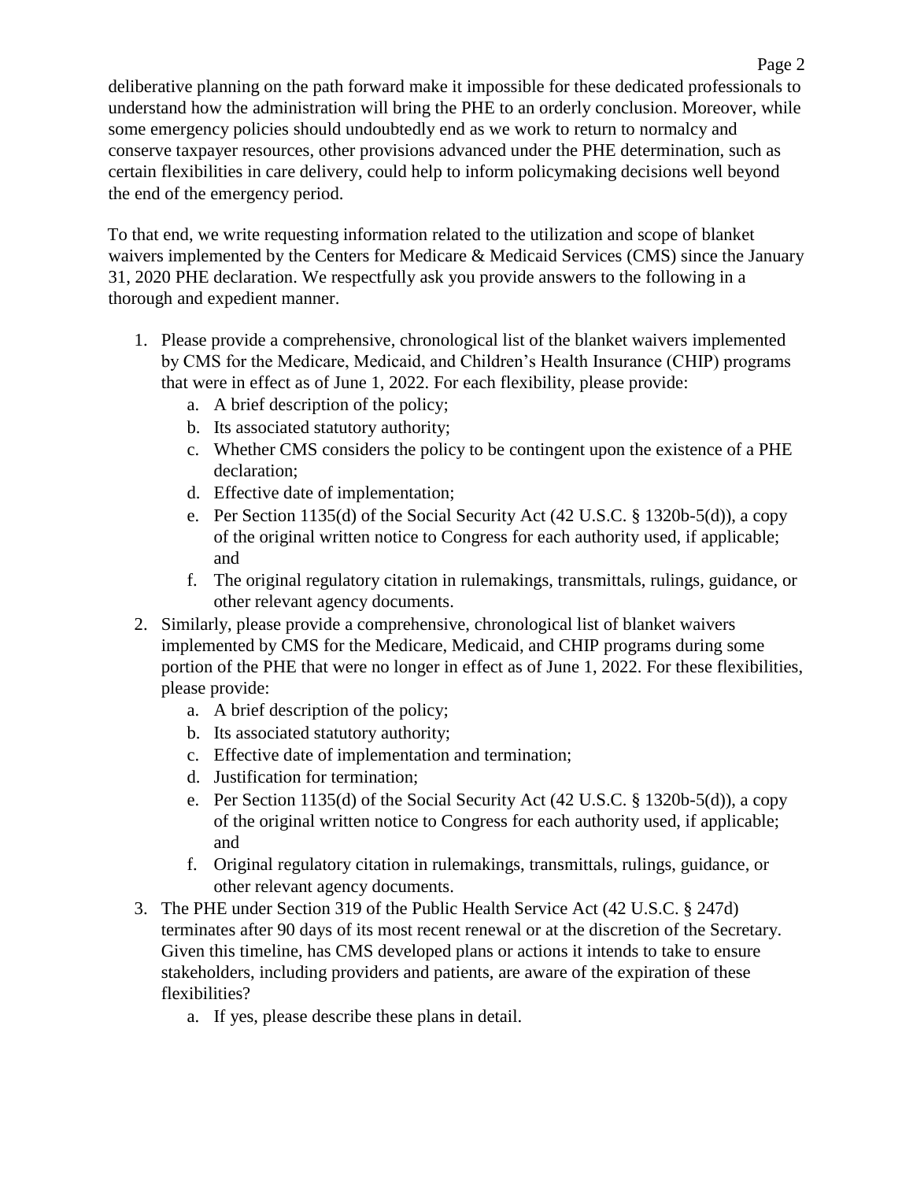deliberative planning on the path forward make it impossible for these dedicated professionals to understand how the administration will bring the PHE to an orderly conclusion. Moreover, while some emergency policies should undoubtedly end as we work to return to normalcy and conserve taxpayer resources, other provisions advanced under the PHE determination, such as certain flexibilities in care delivery, could help to inform policymaking decisions well beyond the end of the emergency period.

To that end, we write requesting information related to the utilization and scope of blanket waivers implemented by the Centers for Medicare & Medicaid Services (CMS) since the January 31, 2020 PHE declaration. We respectfully ask you provide answers to the following in a thorough and expedient manner.

1. Please provide a comprehensive, chronological list of the blanket waivers implemented by CMS for the Medicare, Medicaid, and Children's Health Insurance (CHIP) programs that were in effect as of June 1, 2022. For each flexibility, please provide:
    a. A brief description of the policy;
    b. Its associated statutory authority;
    c. Whether CMS considers the policy to be contingent upon the existence of a PHE declaration;
    d. Effective date of implementation;
    e. Per Section 1135(d) of the Social Security Act (42 U.S.C. § 1320b-5(d)), a copy of the original written notice to Congress for each authority used, if applicable; and
    f. The original regulatory citation in rulemakings, transmittals, rulings, guidance, or other relevant agency documents.
2. Similarly, please provide a comprehensive, chronological list of blanket waivers implemented by CMS for the Medicare, Medicaid, and CHIP programs during some portion of the PHE that were no longer in effect as of June 1, 2022. For these flexibilities, please provide:
    a. A brief description of the policy;
    b. Its associated statutory authority;
    c. Effective date of implementation and termination;
    d. Justification for termination;
    e. Per Section 1135(d) of the Social Security Act (42 U.S.C. § 1320b-5(d)), a copy of the original written notice to Congress for each authority used, if applicable; and
    f. Original regulatory citation in rulemakings, transmittals, rulings, guidance, or other relevant agency documents.
3. The PHE under Section 319 of the Public Health Service Act (42 U.S.C. § 247d) terminates after 90 days of its most recent renewal or at the discretion of the Secretary. Given this timeline, has CMS developed plans or actions it intends to take to ensure stakeholders, including providers and patients, are aware of the expiration of these flexibilities?
    a. If yes, please describe these plans in detail.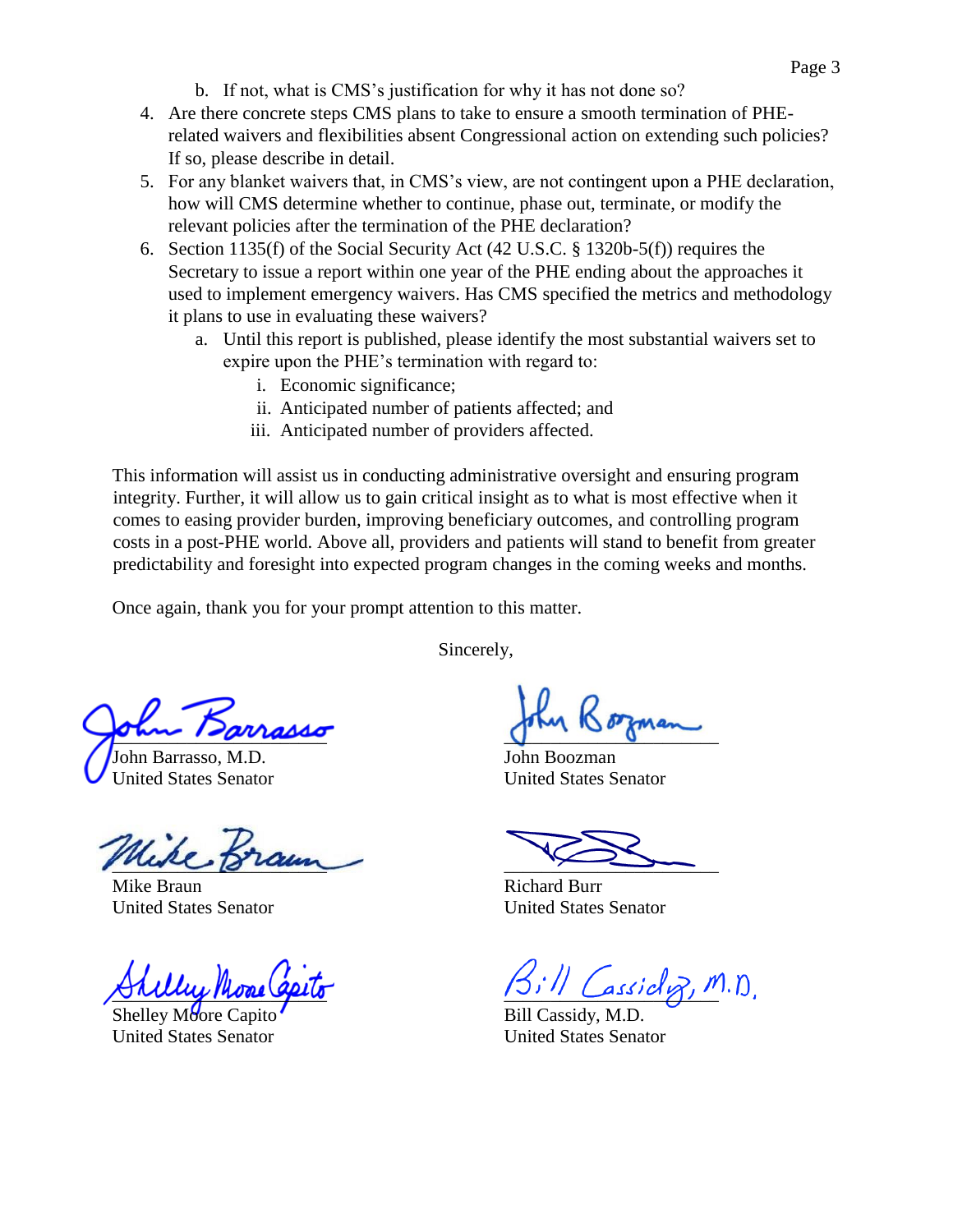b. If not, what is CMS's justification for why it has not done so?

4. Are there concrete steps CMS plans to take to ensure a smooth termination of PHE-related waivers and flexibilities absent Congressional action on extending such policies? If so, please describe in detail.
5. For any blanket waivers that, in CMS's view, are not contingent upon a PHE declaration, how will CMS determine whether to continue, phase out, terminate, or modify the relevant policies after the termination of the PHE declaration?
6. Section 1135(f) of the Social Security Act (42 U.S.C. § 1320b-5(f)) requires the Secretary to issue a report within one year of the PHE ending about the approaches it used to implement emergency waivers. Has CMS specified the metrics and methodology it plans to use in evaluating these waivers?
   a. Until this report is published, please identify the most substantial waivers set to expire upon the PHE's termination with regard to:
      i. Economic significance;
      ii. Anticipated number of patients affected; and
      iii. Anticipated number of providers affected.

This information will assist us in conducting administrative oversight and ensuring program integrity. Further, it will allow us to gain critical insight as to what is most effective when it comes to easing provider burden, improving beneficiary outcomes, and controlling program costs in a post-PHE world. Above all, providers and patients will stand to benefit from greater predictability and foresight into expected program changes in the coming weeks and months.

Once again, thank you for your prompt attention to this matter.

Sincerely,

John Barrasso, M.D.
United States Senator

John Boozman
United States Senator

Mike Braun
United States Senator

Richard Burr
United States Senator

Shelley Moore Capito
United States Senator

Bill Cassidy, M.D.
United States Senator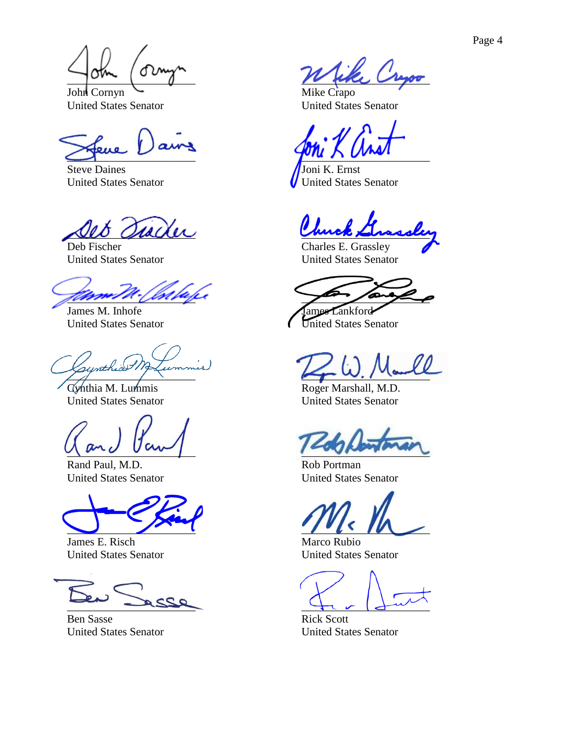John Cornyn
United States Senator

Mike Crapo
United States Senator

Steve Daines
United States Senator

Joni K. Ernst
United States Senator

Deb Fischer
United States Senator

Charles E. Grassley
United States Senator

James M. Inhofe
United States Senator

James Lankford
United States Senator

Cynthia M. Lummis
United States Senator

Roger Marshall, M.D.
United States Senator

Rand Paul, M.D.
United States Senator

Rob Portman
United States Senator

James E. Risch
United States Senator

Marco Rubio
United States Senator

Ben Sasse
United States Senator

Rick Scott
United States Senator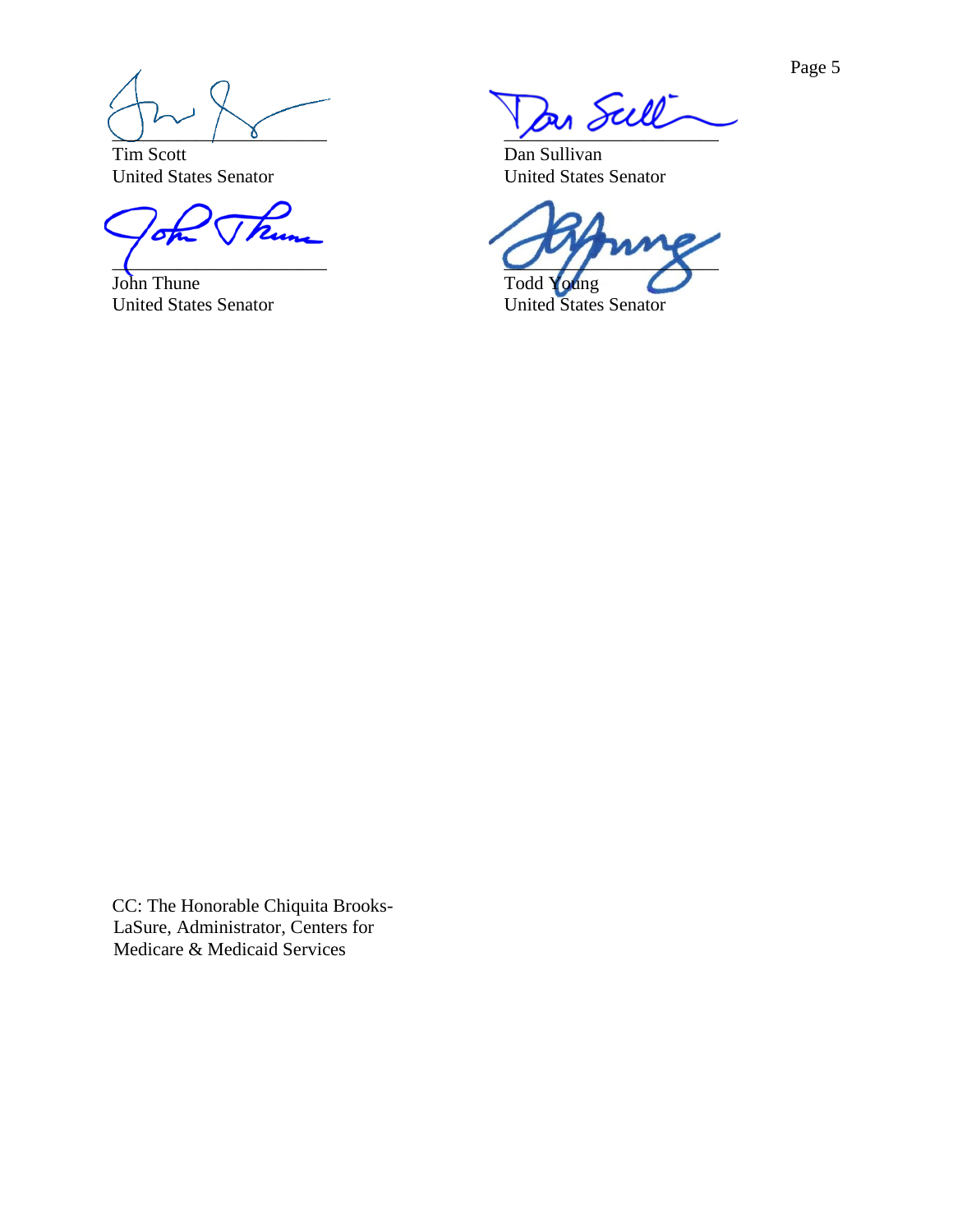Tim Scott
United States Senator

Dan Sullivan
United States Senator

John Thune
United States Senator

Todd Young
United States Senator

CC: The Honorable Chiquita Brooks-LaSure, Administrator, Centers for Medicare & Medicaid Services